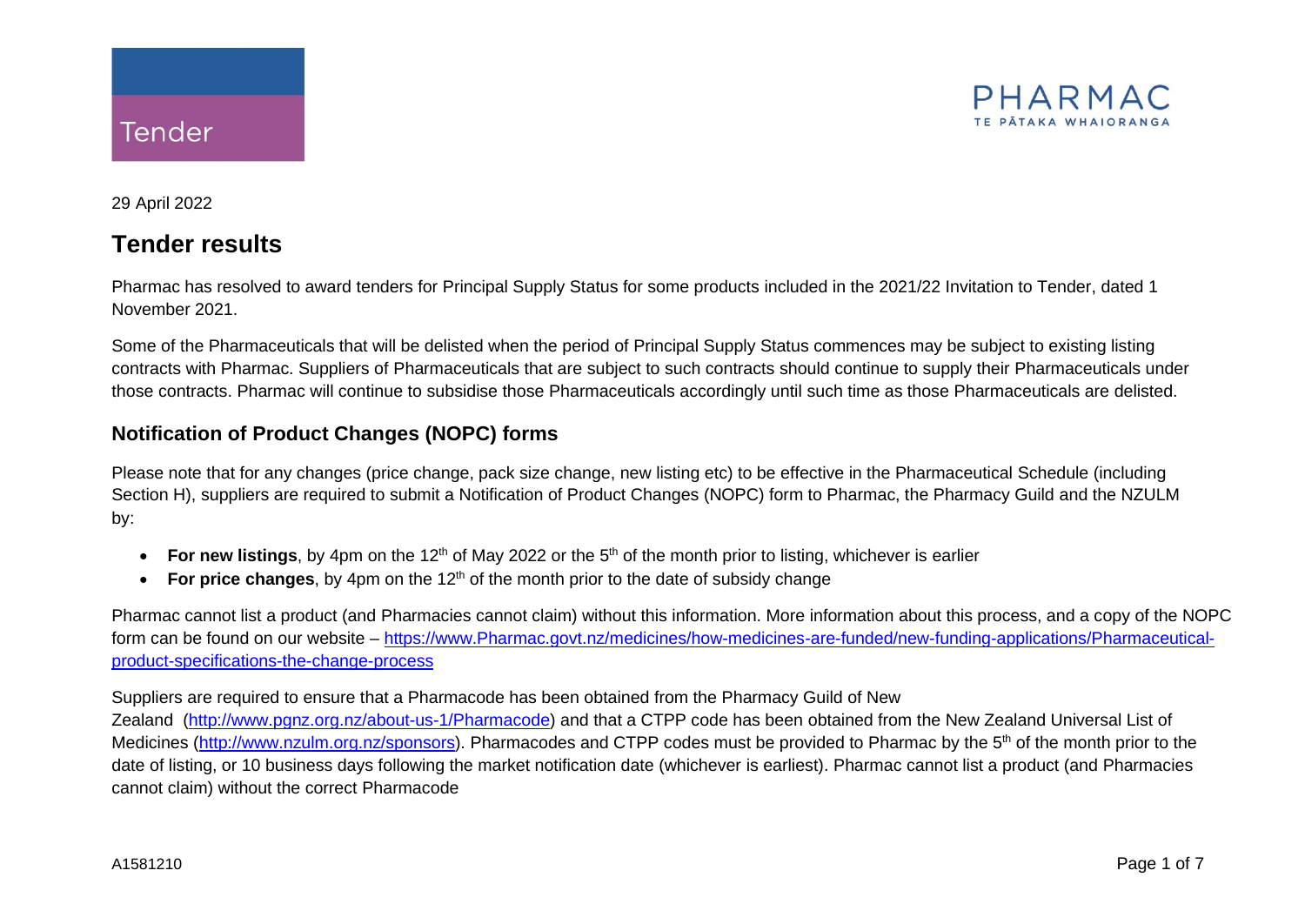Tender

PHARMAC
TE PĀTAKA WHAIORANGA

29 April 2022

# Tender results

Pharmac has resolved to award tenders for Principal Supply Status for some products included in the 2021/22 Invitation to Tender, dated 1 November 2021.

Some of the Pharmaceuticals that will be delisted when the period of Principal Supply Status commences may be subject to existing listing contracts with Pharmac. Suppliers of Pharmaceuticals that are subject to such contracts should continue to supply their Pharmaceuticals under those contracts. Pharmac will continue to subsidise those Pharmaceuticals accordingly until such time as those Pharmaceuticals are delisted.

## Notification of Product Changes (NOPC) forms

Please note that for any changes (price change, pack size change, new listing etc) to be effective in the Pharmaceutical Schedule (including Section H), suppliers are required to submit a Notification of Product Changes (NOPC) form to Pharmac, the Pharmacy Guild and the NZULM by:

- **For new listings**, by 4pm on the 12th of May 2022 or the 5th of the month prior to listing, whichever is earlier
- **For price changes**, by 4pm on the 12th of the month prior to the date of subsidy change

Pharmac cannot list a product (and Pharmacies cannot claim) without this information. More information about this process, and a copy of the NOPC form can be found on our website – [https://www.Pharmac.govt.nz/medicines/how-medicines-are-funded/new-funding-applications/Pharmaceutical-product-specifications-the-change-process](https://www.Pharmac.govt.nz/medicines/how-medicines-are-funded/new-funding-applications/Pharmaceutical-product-specifications-the-change-process)

Suppliers are required to ensure that a Pharmacode has been obtained from the Pharmacy Guild of New Zealand ([http://www.pgnz.org.nz/about-us-1/Pharmacode](http://www.pgnz.org.nz/about-us-1/Pharmacode)) and that a CTPP code has been obtained from the New Zealand Universal List of Medicines ([http://www.nzulm.org.nz/sponsors](http://www.nzulm.org.nz/sponsors)). Pharmacodes and CTPP codes must be provided to Pharmac by the 5th of the month prior to the date of listing, or 10 business days following the market notification date (whichever is earliest). Pharmac cannot list a product (and Pharmacies cannot claim) without the correct Pharmacode

A1581210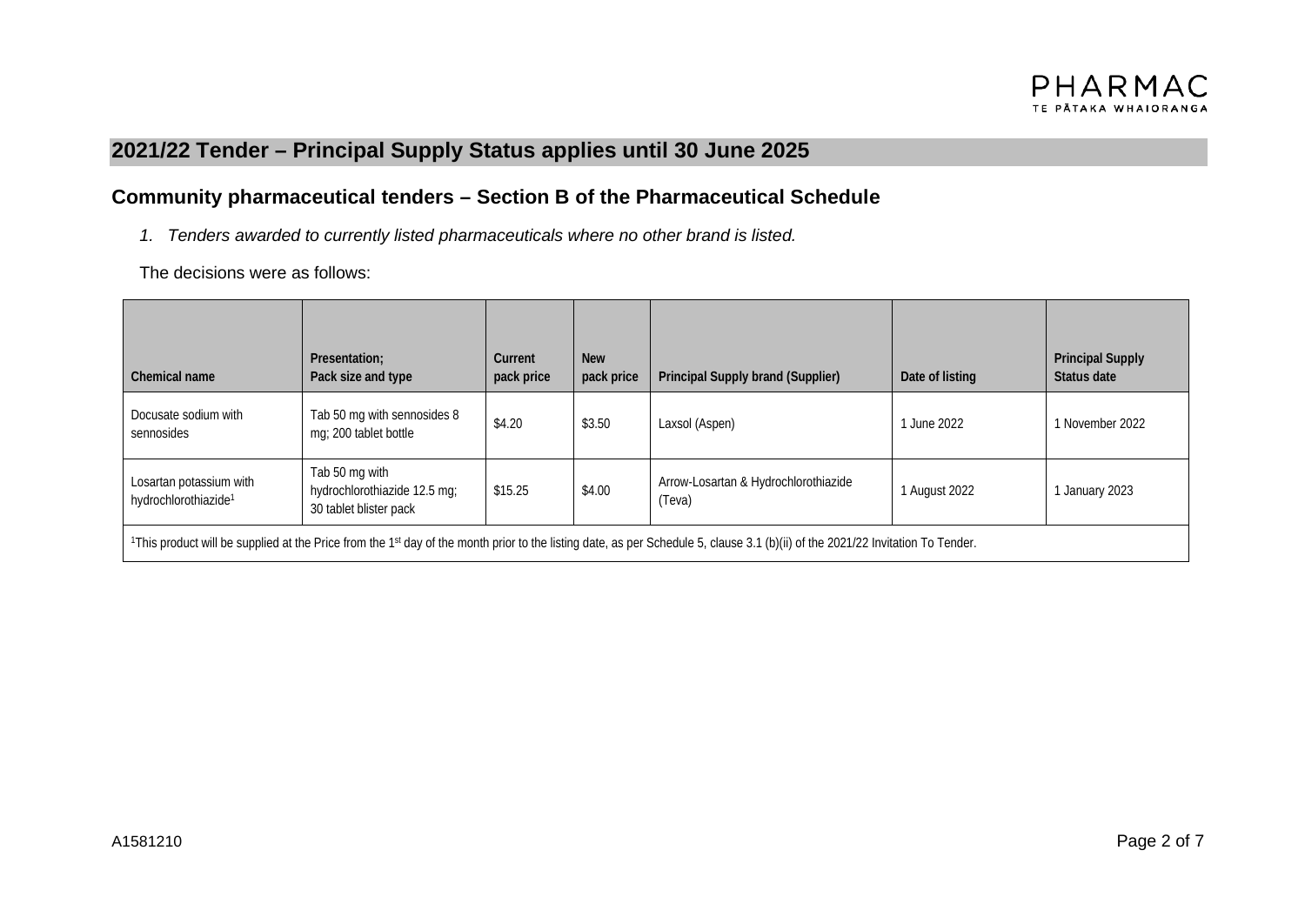## 2021/22 Tender – Principal Supply Status applies until 30 June 2025

### Community pharmaceutical tenders – Section B of the Pharmaceutical Schedule

1. *Tenders awarded to currently listed pharmaceuticals where no other brand is listed.*

The decisions were as follows:

| Chemical name | Presentation; Pack size and type | Current pack price | New pack price | Principal Supply brand (Supplier) | Date of listing | Principal Supply Status date |
|---|---|---|---|---|---|---|
| Docusate sodium with sennosides | Tab 50 mg with sennosides 8 mg; 200 tablet bottle | $4.20 | $3.50 | Laxsol (Aspen) | 1 June 2022 | 1 November 2022 |
| Losartan potassium with hydrochlorothiazide[1] | Tab 50 mg with hydrochlorothiazide 12.5 mg; 30 tablet blister pack | $15.25 | $4.00 | Arrow-Losartan & Hydrochlorothiazide (Teva) | 1 August 2022 | 1 January 2023 |

[1]This product will be supplied at the Price from the 1st day of the month prior to the listing date, as per Schedule 5, clause 3.1 (b)(ii) of the 2021/22 Invitation To Tender.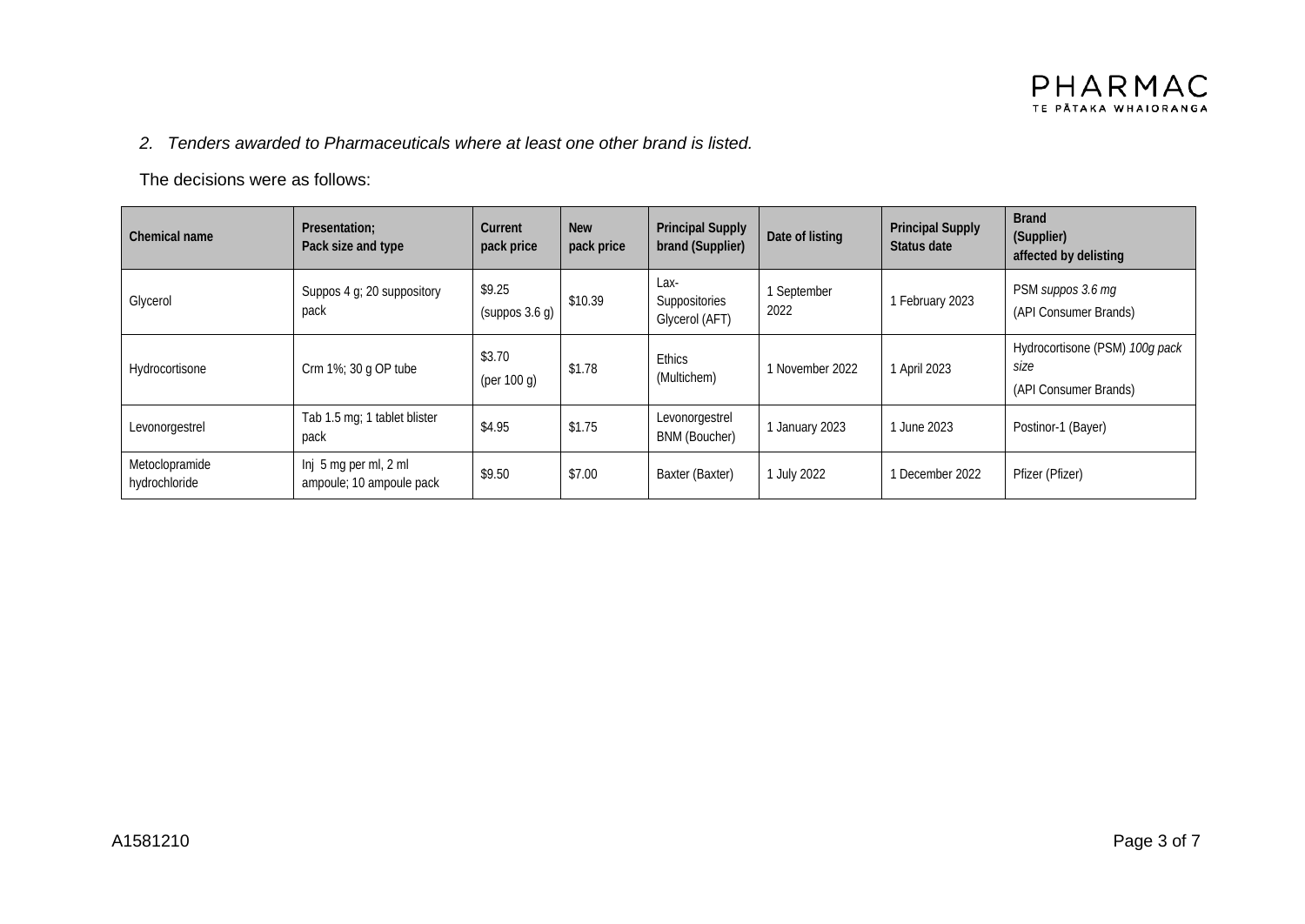*2. Tenders awarded to Pharmaceuticals where at least one other brand is listed.*

The decisions were as follows:

| Chemical name | Presentation; Pack size and type | Current pack price | New pack price | Principal Supply brand (Supplier) | Date of listing | Principal Supply Status date | Brand (Supplier) affected by delisting |
|---|---|---|---|---|---|---|---|
| Glycerol | Suppos 4 g; 20 suppository pack | $9.25 (suppos 3.6 g) | $10.39 | Lax-Suppositories Glycerol (AFT) | 1 September 2022 | 1 February 2023 | PSM *suppos 3.6 mg* (API Consumer Brands) |
| Hydrocortisone | Crm 1%; 30 g OP tube | $3.70 (per 100 g) | $1.78 | Ethics (Multichem) | 1 November 2022 | 1 April 2023 | Hydrocortisone (PSM) *100g pack size* (API Consumer Brands) |
| Levonorgestrel | Tab 1.5 mg; 1 tablet blister pack | $4.95 | $1.75 | Levonorgestrel BNM (Boucher) | 1 January 2023 | 1 June 2023 | Postinor-1 (Bayer) |
| Metoclopramide hydrochloride | Inj 5 mg per ml, 2 ml ampoule; 10 ampoule pack | $9.50 | $7.00 | Baxter (Baxter) | 1 July 2022 | 1 December 2022 | Pfizer (Pfizer) |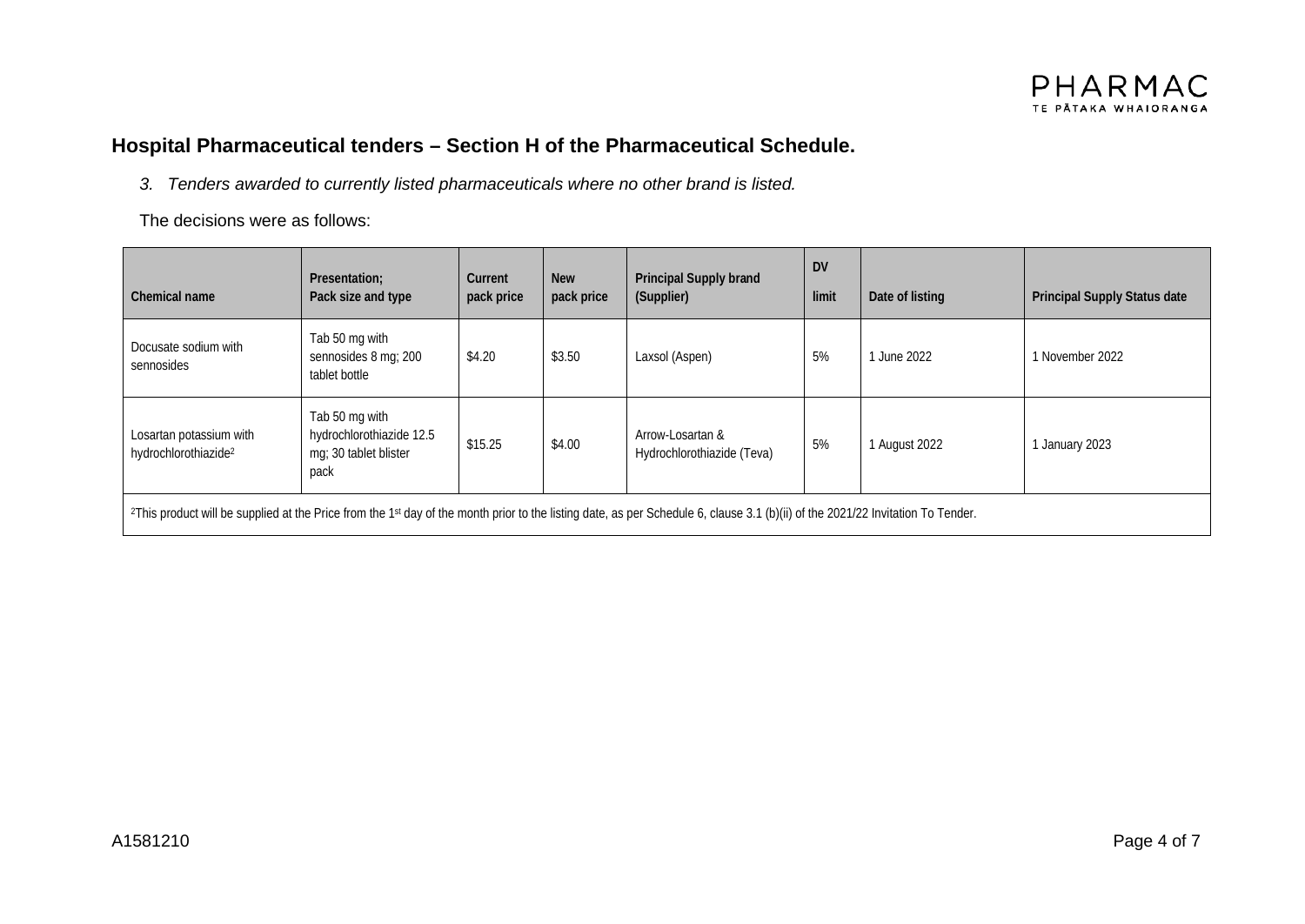## Hospital Pharmaceutical tenders – Section H of the Pharmaceutical Schedule.

*3. Tenders awarded to currently listed pharmaceuticals where no other brand is listed.*

The decisions were as follows:

| Chemical name | Presentation; Pack size and type | Current pack price | New pack price | Principal Supply brand (Supplier) | DV limit | Date of listing | Principal Supply Status date |
|---|---|---|---|---|---|---|---|
| Docusate sodium with sennosides | Tab 50 mg with sennosides 8 mg; 200 tablet bottle | $4.20 | $3.50 | Laxsol (Aspen) | 5% | 1 June 2022 | 1 November 2022 |
| Losartan potassium with hydrochlorothiazide[2] | Tab 50 mg with hydrochlorothiazide 12.5 mg; 30 tablet blister pack | $15.25 | $4.00 | Arrow-Losartan & Hydrochlorothiazide (Teva) | 5% | 1 August 2022 | 1 January 2023 |

[2]This product will be supplied at the Price from the 1st day of the month prior to the listing date, as per Schedule 6, clause 3.1 (b)(ii) of the 2021/22 Invitation To Tender.

A1581210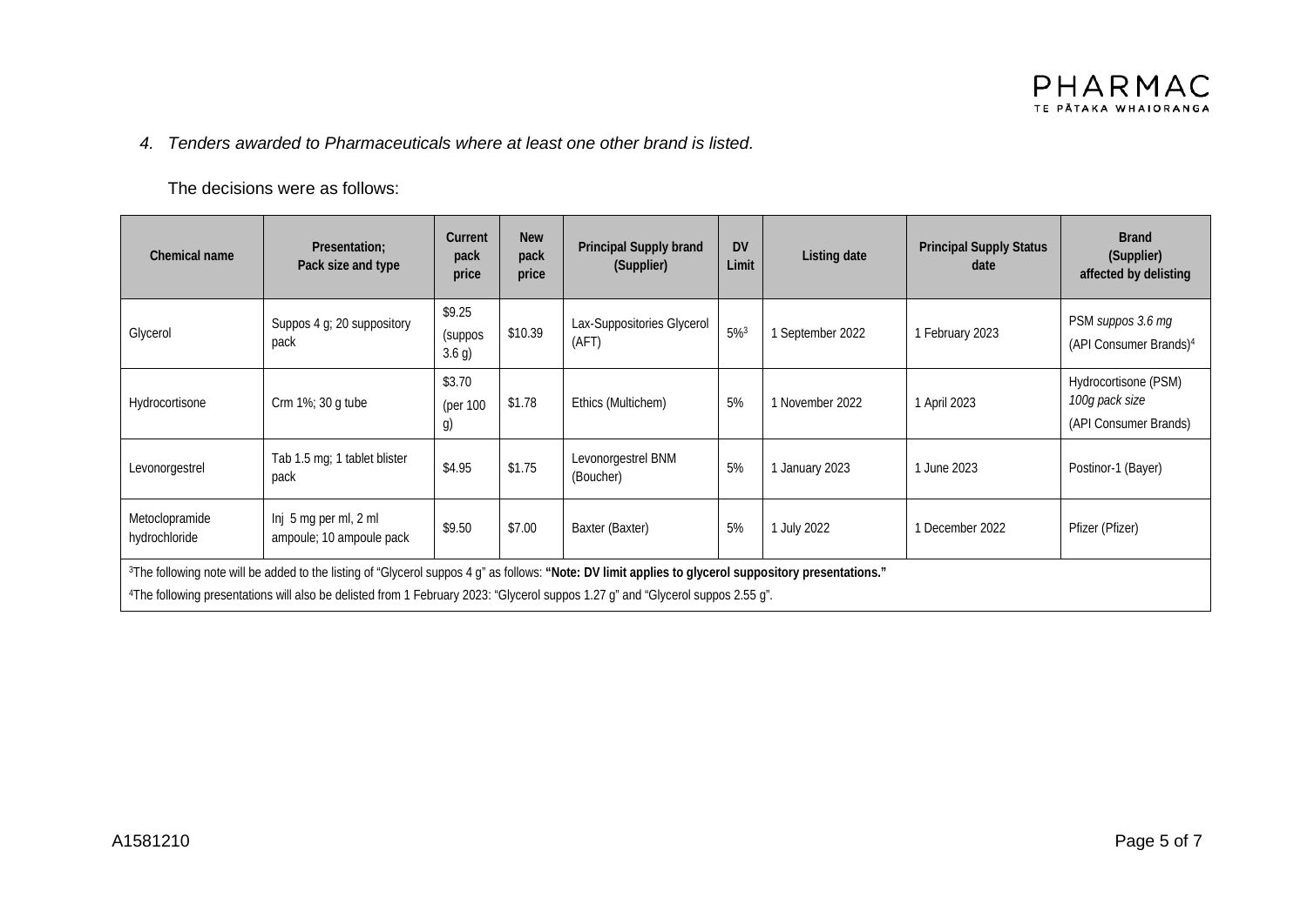*4. Tenders awarded to Pharmaceuticals where at least one other brand is listed.*

The decisions were as follows:

| Chemical name | Presentation; Pack size and type | Current pack price | New pack price | Principal Supply brand (Supplier) | DV Limit | Listing date | Principal Supply Status date | Brand (Supplier) affected by delisting |
|---|---|---|---|---|---|---|---|---|
| Glycerol | Suppos 4 g; 20 suppository pack | \$9.25 (suppos 3.6 g) | \$10.39 | Lax-Suppositories Glycerol (AFT) | 5%[3] | 1 September 2022 | 1 February 2023 | PSM *suppos 3.6 mg* (API Consumer Brands)[4] |
| Hydrocortisone | Crm 1%; 30 g tube | \$3.70 (per 100 g) | \$1.78 | Ethics (Multichem) | 5% | 1 November 2022 | 1 April 2023 | Hydrocortisone (PSM) *100g pack size* (API Consumer Brands) |
| Levonorgestrel | Tab 1.5 mg; 1 tablet blister pack | \$4.95 | \$1.75 | Levonorgestrel BNM (Boucher) | 5% | 1 January 2023 | 1 June 2023 | Postinor-1 (Bayer) |
| Metoclopramide hydrochloride | Inj 5 mg per ml, 2 ml ampoule; 10 ampoule pack | \$9.50 | \$7.00 | Baxter (Baxter) | 5% | 1 July 2022 | 1 December 2022 | Pfizer (Pfizer) |

[3]The following note will be added to the listing of "Glycerol suppos 4 g" as follows: **"Note: DV limit applies to glycerol suppository presentations."**

[4]The following presentations will also be delisted from 1 February 2023: "Glycerol suppos 1.27 g" and "Glycerol suppos 2.55 g".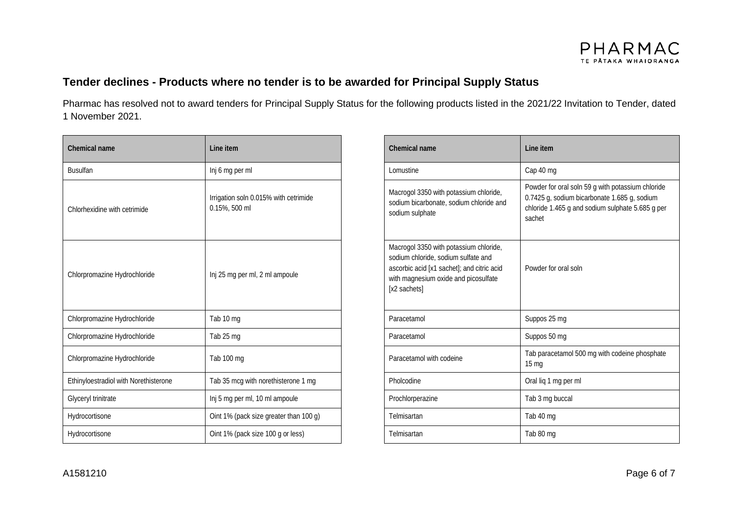## Tender declines - Products where no tender is to be awarded for Principal Supply Status

Pharmac has resolved not to award tenders for Principal Supply Status for the following products listed in the 2021/22 Invitation to Tender, dated 1 November 2021.

| Chemical name | Line item |
|---|---|
| Busulfan | Inj 6 mg per ml |
| Chlorhexidine with cetrimide | Irrigation soln 0.015% with cetrimide 0.15%, 500 ml |
| Chlorpromazine Hydrochloride | Inj 25 mg per ml, 2 ml ampoule |
| Chlorpromazine Hydrochloride | Tab 10 mg |
| Chlorpromazine Hydrochloride | Tab 25 mg |
| Chlorpromazine Hydrochloride | Tab 100 mg |
| Ethinyloestradiol with Norethisterone | Tab 35 mcg with norethisterone 1 mg |
| Glyceryl trinitrate | Inj 5 mg per ml, 10 ml ampoule |
| Hydrocortisone | Oint 1% (pack size greater than 100 g) |
| Hydrocortisone | Oint 1% (pack size 100 g or less) |

| Chemical name | Line item |
|---|---|
| Lomustine | Cap 40 mg |
| Macrogol 3350 with potassium chloride, sodium bicarbonate, sodium chloride and sodium sulphate | Powder for oral soln 59 g with potassium chloride 0.7425 g, sodium bicarbonate 1.685 g, sodium chloride 1.465 g and sodium sulphate 5.685 g per sachet |
| Macrogol 3350 with potassium chloride, sodium chloride, sodium sulfate and ascorbic acid [x1 sachet]; and citric acid with magnesium oxide and picosulfate [x2 sachets] | Powder for oral soln |
| Paracetamol | Suppos 25 mg |
| Paracetamol | Suppos 50 mg |
| Paracetamol with codeine | Tab paracetamol 500 mg with codeine phosphate 15 mg |
| Pholcodine | Oral liq 1 mg per ml |
| Prochlorperazine | Tab 3 mg buccal |
| Telmisartan | Tab 40 mg |
| Telmisartan | Tab 80 mg |

A1581210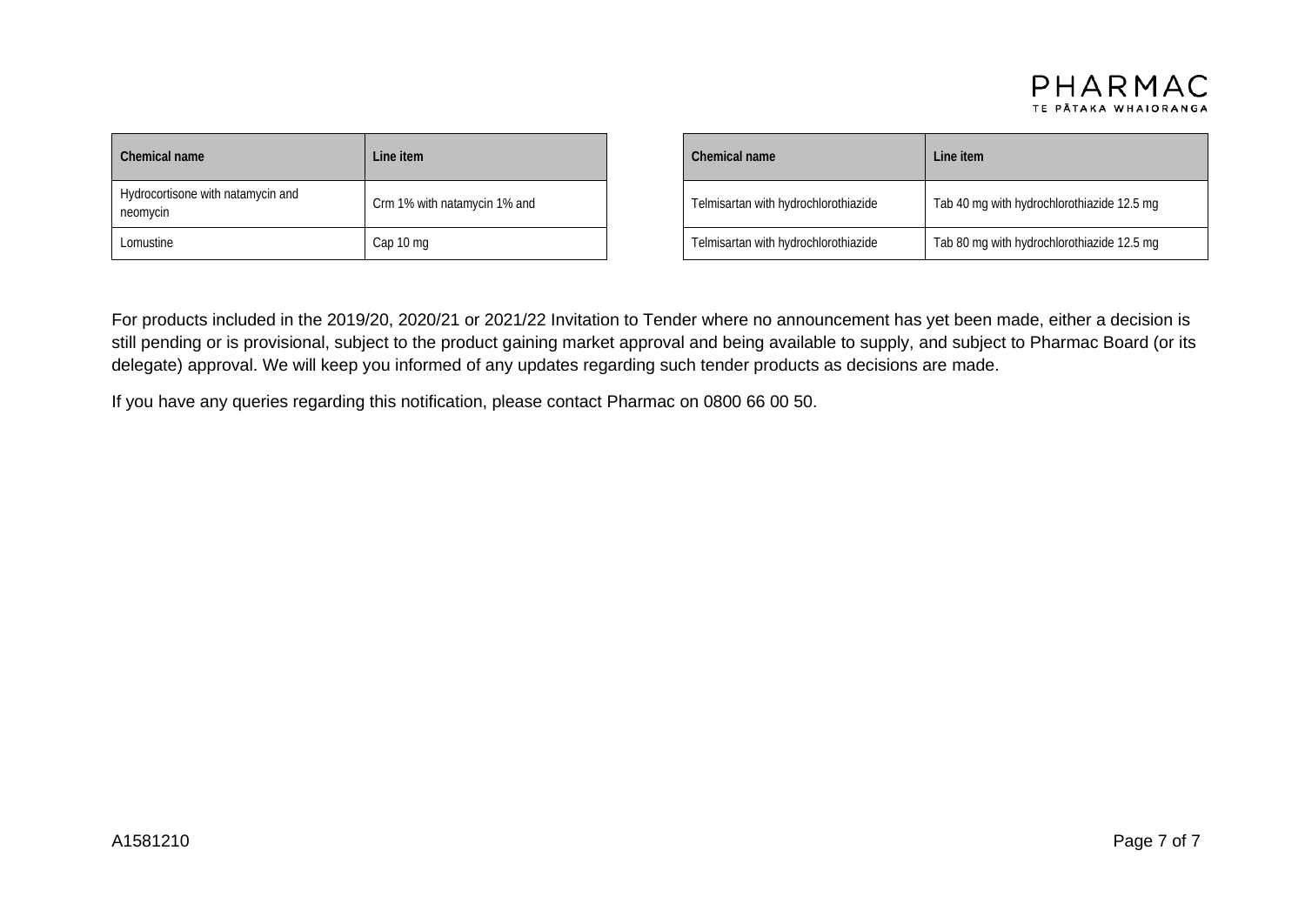| Chemical name | Line item |
| --- | --- |
| Hydrocortisone with natamycin and neomycin | Crm 1% with natamycin 1% and |
| Lomustine | Cap 10 mg |

| Chemical name | Line item |
| --- | --- |
| Telmisartan with hydrochlorothiazide | Tab 40 mg with hydrochlorothiazide 12.5 mg |
| Telmisartan with hydrochlorothiazide | Tab 80 mg with hydrochlorothiazide 12.5 mg |

For products included in the 2019/20, 2020/21 or 2021/22 Invitation to Tender where no announcement has yet been made, either a decision is still pending or is provisional, subject to the product gaining market approval and being available to supply, and subject to Pharmac Board (or its delegate) approval. We will keep you informed of any updates regarding such tender products as decisions are made.

If you have any queries regarding this notification, please contact Pharmac on 0800 66 00 50.

A1581210